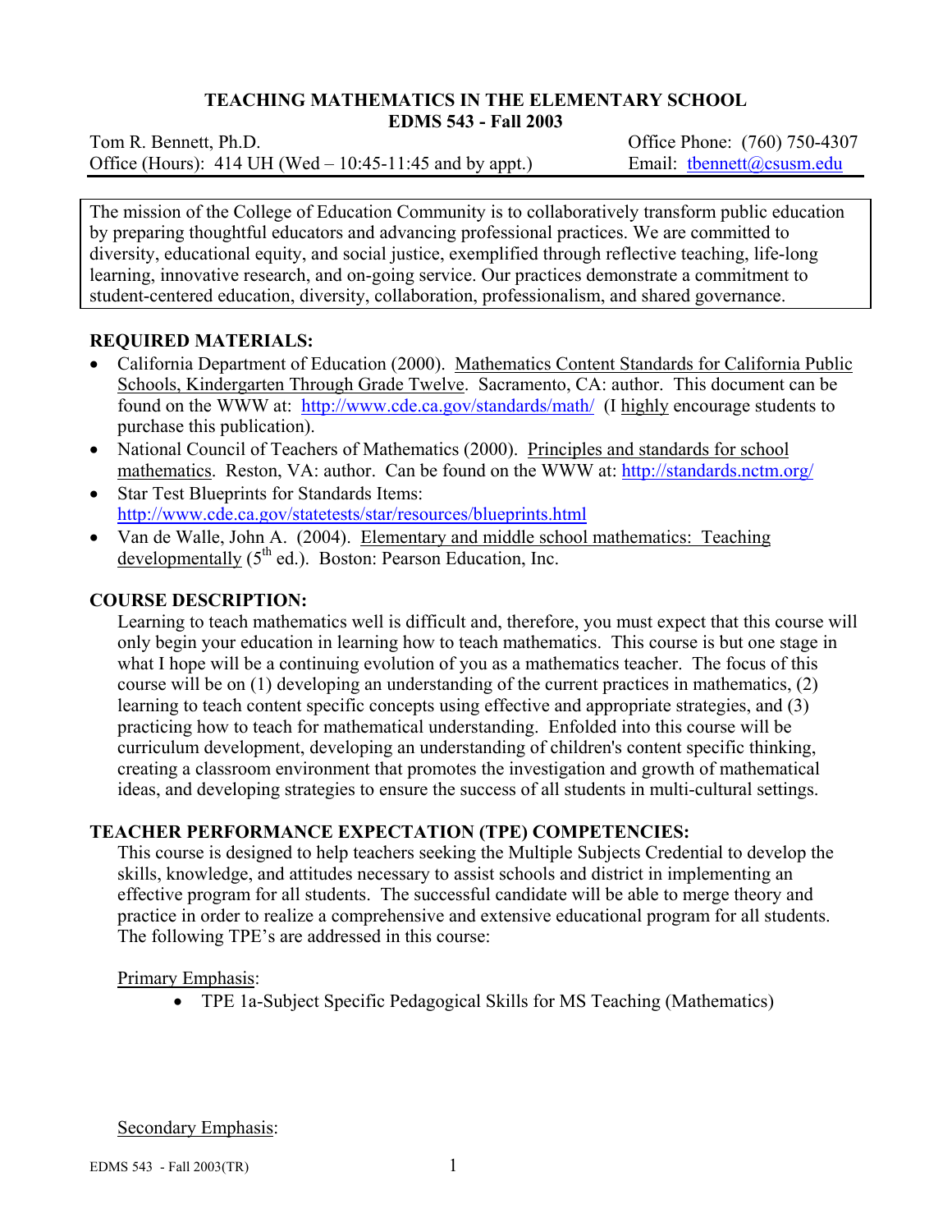**TEACHING MATHEMATICS IN THE ELEMENTARY SCHOOL**
**EDMS 543 - Fall 2003**

Tom R. Bennett, Ph.D.
Office (Hours): 414 UH (Wed – 10:45-11:45 and by appt.)

Office Phone: (760) 750-4307
Email: tbennett@csusm.edu

The mission of the College of Education Community is to collaboratively transform public education by preparing thoughtful educators and advancing professional practices. We are committed to diversity, educational equity, and social justice, exemplified through reflective teaching, life-long learning, innovative research, and on-going service. Our practices demonstrate a commitment to student-centered education, diversity, collaboration, professionalism, and shared governance.

## REQUIRED MATERIALS:

- California Department of Education (2000). Mathematics Content Standards for California Public Schools, Kindergarten Through Grade Twelve. Sacramento, CA: author. This document can be found on the WWW at: http://www.cde.ca.gov/standards/math/ (I highly encourage students to purchase this publication).
- National Council of Teachers of Mathematics (2000). Principles and standards for school mathematics. Reston, VA: author. Can be found on the WWW at: http://standards.nctm.org/
- Star Test Blueprints for Standards Items: http://www.cde.ca.gov/statetests/star/resources/blueprints.html
- Van de Walle, John A. (2004). Elementary and middle school mathematics: Teaching developmentally (5th ed.). Boston: Pearson Education, Inc.

## COURSE DESCRIPTION:

Learning to teach mathematics well is difficult and, therefore, you must expect that this course will only begin your education in learning how to teach mathematics. This course is but one stage in what I hope will be a continuing evolution of you as a mathematics teacher. The focus of this course will be on (1) developing an understanding of the current practices in mathematics, (2) learning to teach content specific concepts using effective and appropriate strategies, and (3) practicing how to teach for mathematical understanding. Enfolded into this course will be curriculum development, developing an understanding of children's content specific thinking, creating a classroom environment that promotes the investigation and growth of mathematical ideas, and developing strategies to ensure the success of all students in multi-cultural settings.

## TEACHER PERFORMANCE EXPECTATION (TPE) COMPETENCIES:

This course is designed to help teachers seeking the Multiple Subjects Credential to develop the skills, knowledge, and attitudes necessary to assist schools and district in implementing an effective program for all students. The successful candidate will be able to merge theory and practice in order to realize a comprehensive and extensive educational program for all students. The following TPE's are addressed in this course:

Primary Emphasis:

- TPE 1a-Subject Specific Pedagogical Skills for MS Teaching (Mathematics)

Secondary Emphasis: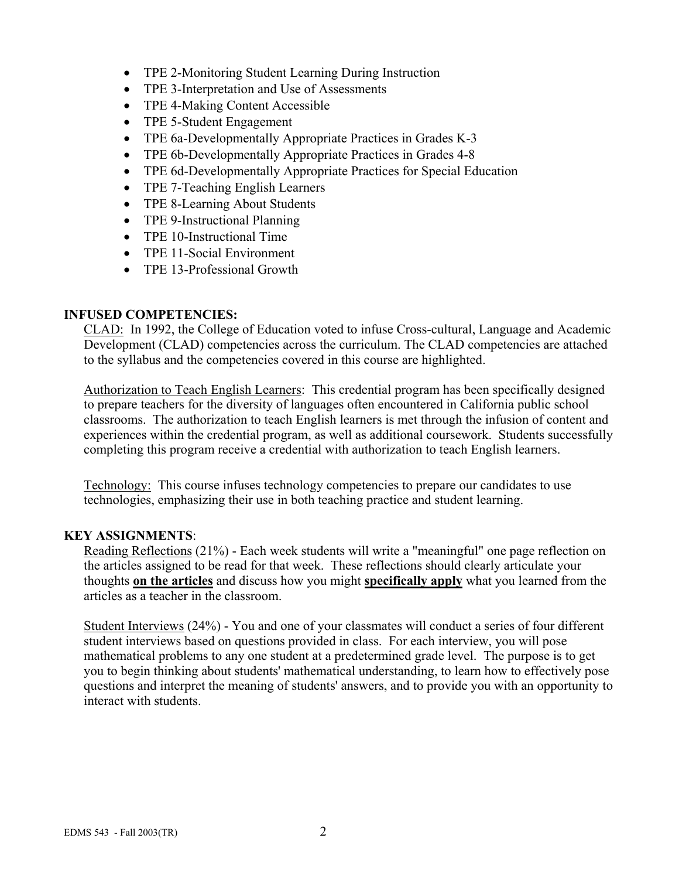- TPE 2-Monitoring Student Learning During Instruction
- TPE 3-Interpretation and Use of Assessments
- TPE 4-Making Content Accessible
- TPE 5-Student Engagement
- TPE 6a-Developmentally Appropriate Practices in Grades K-3
- TPE 6b-Developmentally Appropriate Practices in Grades 4-8
- TPE 6d-Developmentally Appropriate Practices for Special Education
- TPE 7-Teaching English Learners
- TPE 8-Learning About Students
- TPE 9-Instructional Planning
- TPE 10-Instructional Time
- TPE 11-Social Environment
- TPE 13-Professional Growth

## INFUSED COMPETENCIES:

<u>CLAD:</u> In 1992, the College of Education voted to infuse Cross-cultural, Language and Academic Development (CLAD) competencies across the curriculum. The CLAD competencies are attached to the syllabus and the competencies covered in this course are highlighted.

<u>Authorization to Teach English Learners</u>: This credential program has been specifically designed to prepare teachers for the diversity of languages often encountered in California public school classrooms. The authorization to teach English learners is met through the infusion of content and experiences within the credential program, as well as additional coursework. Students successfully completing this program receive a credential with authorization to teach English learners.

<u>Technology:</u> This course infuses technology competencies to prepare our candidates to use technologies, emphasizing their use in both teaching practice and student learning.

## KEY ASSIGNMENTS:

<u>Reading Reflections</u> (21%) - Each week students will write a "meaningful" one page reflection on the articles assigned to be read for that week. These reflections should clearly articulate your thoughts **<u>on the articles</u>** and discuss how you might **<u>specifically apply</u>** what you learned from the articles as a teacher in the classroom.

<u>Student Interviews</u> (24%) - You and one of your classmates will conduct a series of four different student interviews based on questions provided in class. For each interview, you will pose mathematical problems to any one student at a predetermined grade level. The purpose is to get you to begin thinking about students' mathematical understanding, to learn how to effectively pose questions and interpret the meaning of students' answers, and to provide you with an opportunity to interact with students.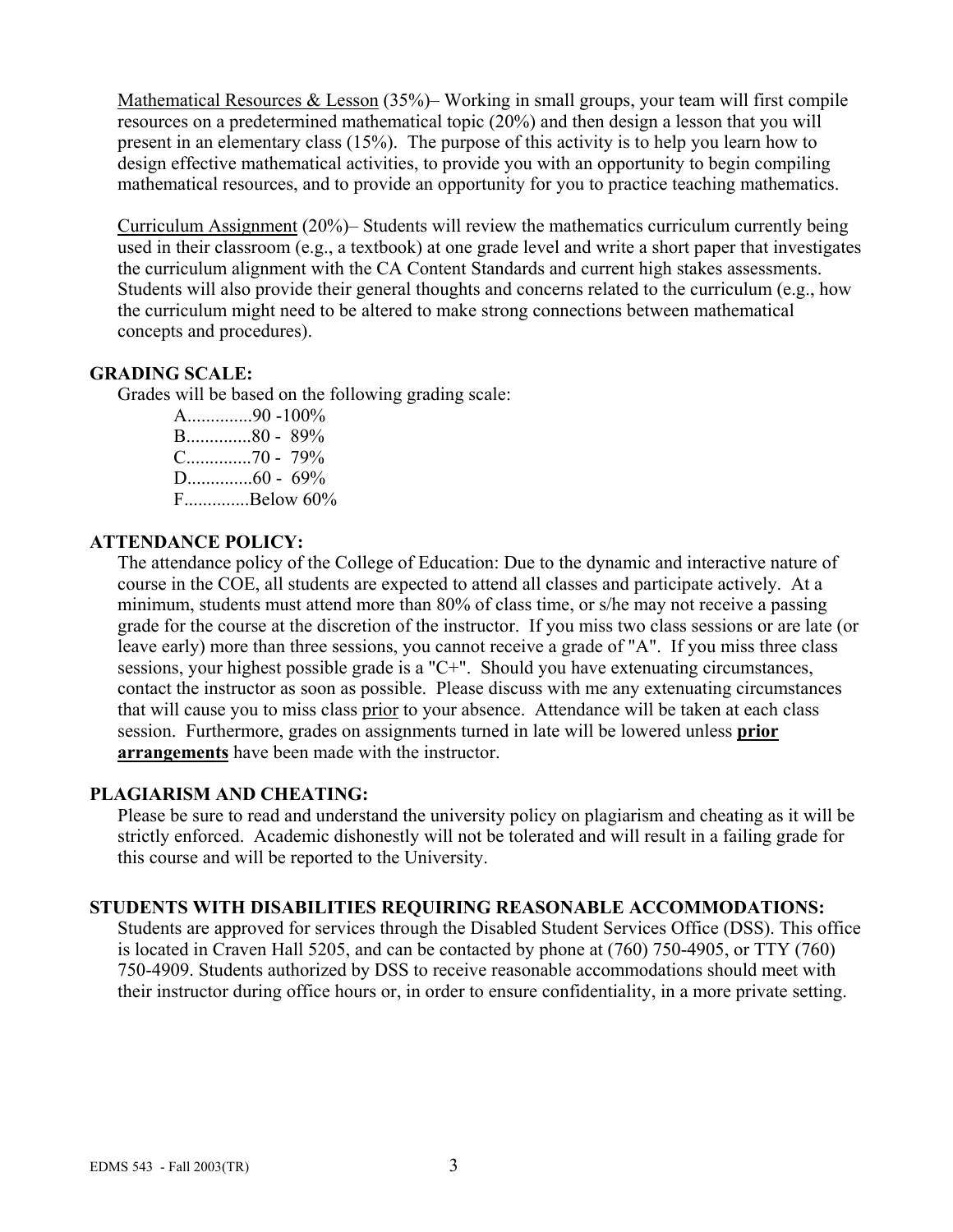Mathematical Resources & Lesson (35%)– Working in small groups, your team will first compile resources on a predetermined mathematical topic (20%) and then design a lesson that you will present in an elementary class (15%). The purpose of this activity is to help you learn how to design effective mathematical activities, to provide you with an opportunity to begin compiling mathematical resources, and to provide an opportunity for you to practice teaching mathematics.

Curriculum Assignment (20%)– Students will review the mathematics curriculum currently being used in their classroom (e.g., a textbook) at one grade level and write a short paper that investigates the curriculum alignment with the CA Content Standards and current high stakes assessments. Students will also provide their general thoughts and concerns related to the curriculum (e.g., how the curriculum might need to be altered to make strong connections between mathematical concepts and procedures).

### GRADING SCALE:

Grades will be based on the following grading scale:

A..............90 -100%
B..............80 - 89%
C..............70 - 79%
D..............60 - 69%
F..............Below 60%

### ATTENDANCE POLICY:

The attendance policy of the College of Education: Due to the dynamic and interactive nature of course in the COE, all students are expected to attend all classes and participate actively. At a minimum, students must attend more than 80% of class time, or s/he may not receive a passing grade for the course at the discretion of the instructor. If you miss two class sessions or are late (or leave early) more than three sessions, you cannot receive a grade of "A". If you miss three class sessions, your highest possible grade is a "C+". Should you have extenuating circumstances, contact the instructor as soon as possible. Please discuss with me any extenuating circumstances that will cause you to miss class prior to your absence. Attendance will be taken at each class session. Furthermore, grades on assignments turned in late will be lowered unless **prior arrangements** have been made with the instructor.

### PLAGIARISM AND CHEATING:

Please be sure to read and understand the university policy on plagiarism and cheating as it will be strictly enforced. Academic dishonestly will not be tolerated and will result in a failing grade for this course and will be reported to the University.

### STUDENTS WITH DISABILITIES REQUIRING REASONABLE ACCOMMODATIONS:

Students are approved for services through the Disabled Student Services Office (DSS). This office is located in Craven Hall 5205, and can be contacted by phone at (760) 750-4905, or TTY (760) 750-4909. Students authorized by DSS to receive reasonable accommodations should meet with their instructor during office hours or, in order to ensure confidentiality, in a more private setting.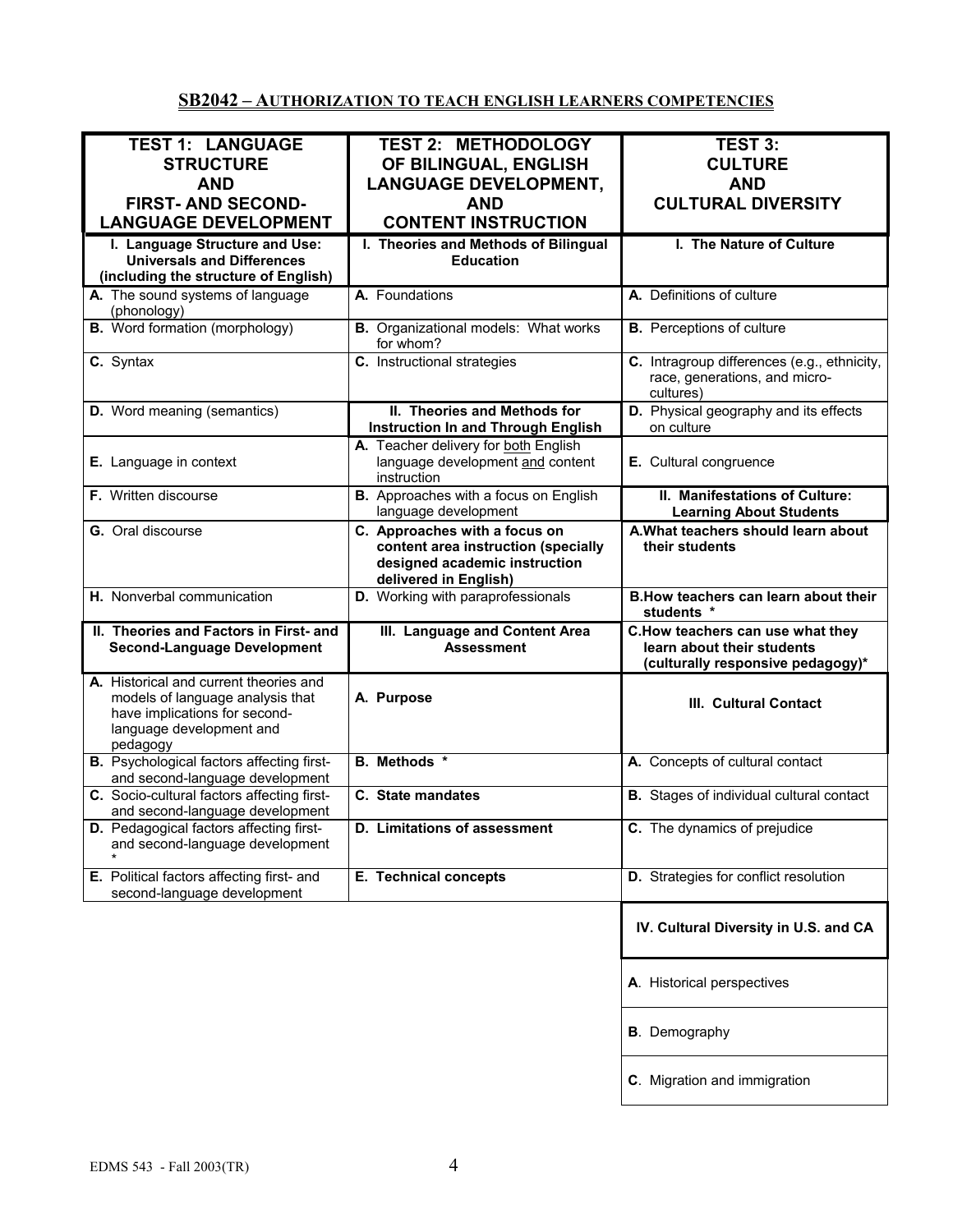## SB2042 – AUTHORIZATION TO TEACH ENGLISH LEARNERS COMPETENCIES

| TEST 1: LANGUAGE STRUCTURE AND FIRST- AND SECOND-LANGUAGE DEVELOPMENT | TEST 2: METHODOLOGY OF BILINGUAL, ENGLISH LANGUAGE DEVELOPMENT, AND CONTENT INSTRUCTION | TEST 3: CULTURE AND CULTURAL DIVERSITY |
|---|---|---|
| **I. Language Structure and Use: Universals and Differences (including the structure of English)** | **I. Theories and Methods of Bilingual Education** | **I. The Nature of Culture** |
| **A.** The sound systems of language (phonology) | **A.** Foundations | **A.** Definitions of culture |
| **B.** Word formation (morphology) | **B.** Organizational models: What works for whom? | **B.** Perceptions of culture |
| **C.** Syntax | **C.** Instructional strategies | **C.** Intragroup differences (e.g., ethnicity, race, generations, and micro-cultures) |
| **D.** Word meaning (semantics) | **II. Theories and Methods for Instruction In and Through English** | **D.** Physical geography and its effects on culture |
| **E.** Language in context | **A.** Teacher delivery for both English language development and content instruction | **E.** Cultural congruence |
| **F.** Written discourse | **B.** Approaches with a focus on English language development | **II. Manifestations of Culture: Learning About Students** |
| **G.** Oral discourse | **C. Approaches with a focus on content area instruction (specially designed academic instruction delivered in English)** | **A. What teachers should learn about their students** |
| **H.** Nonverbal communication | **D.** Working with paraprofessionals | **B. How teachers can learn about their students \*** |
| **II. Theories and Factors in First- and Second-Language Development** | **III. Language and Content Area Assessment** | **C. How teachers can use what they learn about their students (culturally responsive pedagogy)\*** |
| **A.** Historical and current theories and models of language analysis that have implications for second-language development and pedagogy | **A. Purpose** | **III. Cultural Contact** |
| **B.** Psychological factors affecting first- and second-language development | **B. Methods \*** | **A.** Concepts of cultural contact |
| **C.** Socio-cultural factors affecting first- and second-language development | **C. State mandates** | **B.** Stages of individual cultural contact |
| **D.** Pedagogical factors affecting first- and second-language development \* | **D. Limitations of assessment** | **C.** The dynamics of prejudice |
| **E.** Political factors affecting first- and second-language development | **E. Technical concepts** | **D.** Strategies for conflict resolution |
| | | **IV. Cultural Diversity in U.S. and CA** |
| | | **A**. Historical perspectives |
| | | **B**. Demography |
| | | **C**. Migration and immigration |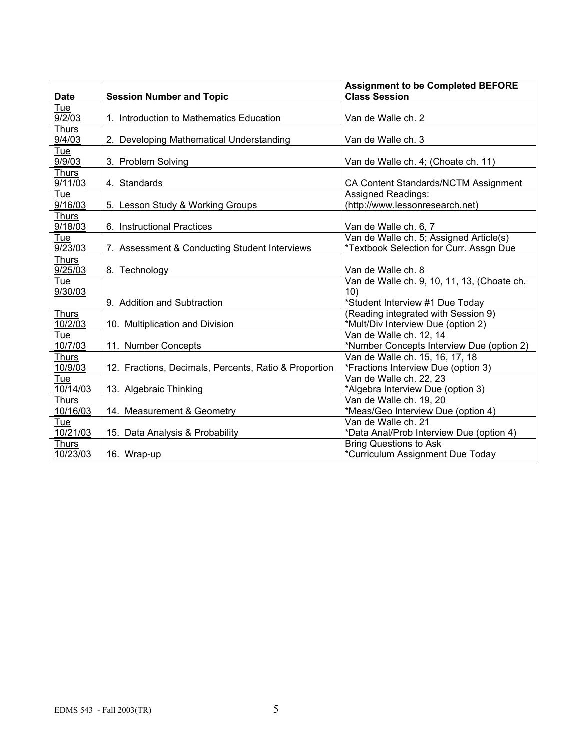| Date | Session Number and Topic | Assignment to be Completed BEFORE Class Session |
|---|---|---|
| Tue 9/2/03 | 1. Introduction to Mathematics Education | Van de Walle ch. 2 |
| Thurs 9/4/03 | 2. Developing Mathematical Understanding | Van de Walle ch. 3 |
| Tue 9/9/03 | 3. Problem Solving | Van de Walle ch. 4; (Choate ch. 11) |
| Thurs 9/11/03 | 4. Standards | CA Content Standards/NCTM Assignment |
| Tue 9/16/03 | 5. Lesson Study & Working Groups | Assigned Readings: (http://www.lessonresearch.net) |
| Thurs 9/18/03 | 6. Instructional Practices | Van de Walle ch. 6, 7 |
| Tue 9/23/03 | 7. Assessment & Conducting Student Interviews | Van de Walle ch. 5; Assigned Article(s) *Textbook Selection for Curr. Assgn Due |
| Thurs 9/25/03 | 8. Technology | Van de Walle ch. 8 |
| Tue 9/30/03 | 9. Addition and Subtraction | Van de Walle ch. 9, 10, 11, 13, (Choate ch. 10) *Student Interview #1 Due Today |
| Thurs 10/2/03 | 10. Multiplication and Division | (Reading integrated with Session 9) *Mult/Div Interview Due (option 2) |
| Tue 10/7/03 | 11. Number Concepts | Van de Walle ch. 12, 14 *Number Concepts Interview Due (option 2) |
| Thurs 10/9/03 | 12. Fractions, Decimals, Percents, Ratio & Proportion | Van de Walle ch. 15, 16, 17, 18 *Fractions Interview Due (option 3) |
| Tue 10/14/03 | 13. Algebraic Thinking | Van de Walle ch. 22, 23 *Algebra Interview Due (option 3) |
| Thurs 10/16/03 | 14. Measurement & Geometry | Van de Walle ch. 19, 20 *Meas/Geo Interview Due (option 4) |
| Tue 10/21/03 | 15. Data Analysis & Probability | Van de Walle ch. 21 *Data Anal/Prob Interview Due (option 4) |
| Thurs 10/23/03 | 16. Wrap-up | Bring Questions to Ask *Curriculum Assignment Due Today |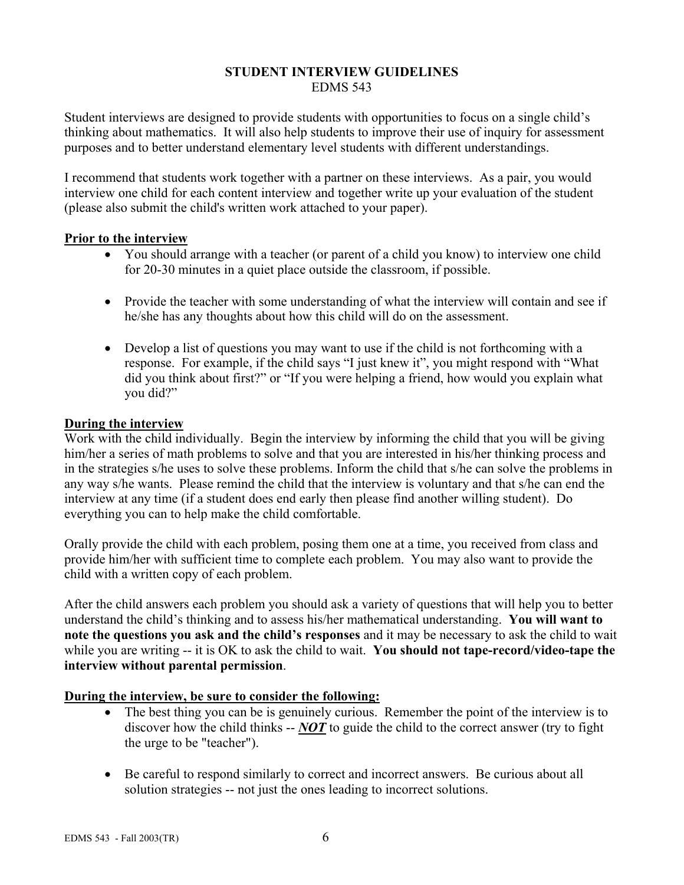## STUDENT INTERVIEW GUIDELINES

EDMS 543

Student interviews are designed to provide students with opportunities to focus on a single child's thinking about mathematics. It will also help students to improve their use of inquiry for assessment purposes and to better understand elementary level students with different understandings.

I recommend that students work together with a partner on these interviews. As a pair, you would interview one child for each content interview and together write up your evaluation of the student (please also submit the child's written work attached to your paper).

**Prior to the interview**

- You should arrange with a teacher (or parent of a child you know) to interview one child for 20-30 minutes in a quiet place outside the classroom, if possible.
- Provide the teacher with some understanding of what the interview will contain and see if he/she has any thoughts about how this child will do on the assessment.
- Develop a list of questions you may want to use if the child is not forthcoming with a response. For example, if the child says "I just knew it", you might respond with "What did you think about first?" or "If you were helping a friend, how would you explain what you did?"

**During the interview**

Work with the child individually. Begin the interview by informing the child that you will be giving him/her a series of math problems to solve and that you are interested in his/her thinking process and in the strategies s/he uses to solve these problems. Inform the child that s/he can solve the problems in any way s/he wants. Please remind the child that the interview is voluntary and that s/he can end the interview at any time (if a student does end early then please find another willing student). Do everything you can to help make the child comfortable.

Orally provide the child with each problem, posing them one at a time, you received from class and provide him/her with sufficient time to complete each problem. You may also want to provide the child with a written copy of each problem.

After the child answers each problem you should ask a variety of questions that will help you to better understand the child's thinking and to assess his/her mathematical understanding. **You will want to note the questions you ask and the child's responses** and it may be necessary to ask the child to wait while you are writing -- it is OK to ask the child to wait. **You should not tape-record/video-tape the interview without parental permission**.

**During the interview, be sure to consider the following:**

- The best thing you can be is genuinely curious. Remember the point of the interview is to discover how the child thinks -- ***NOT*** to guide the child to the correct answer (try to fight the urge to be "teacher").
- Be careful to respond similarly to correct and incorrect answers. Be curious about all solution strategies -- not just the ones leading to incorrect solutions.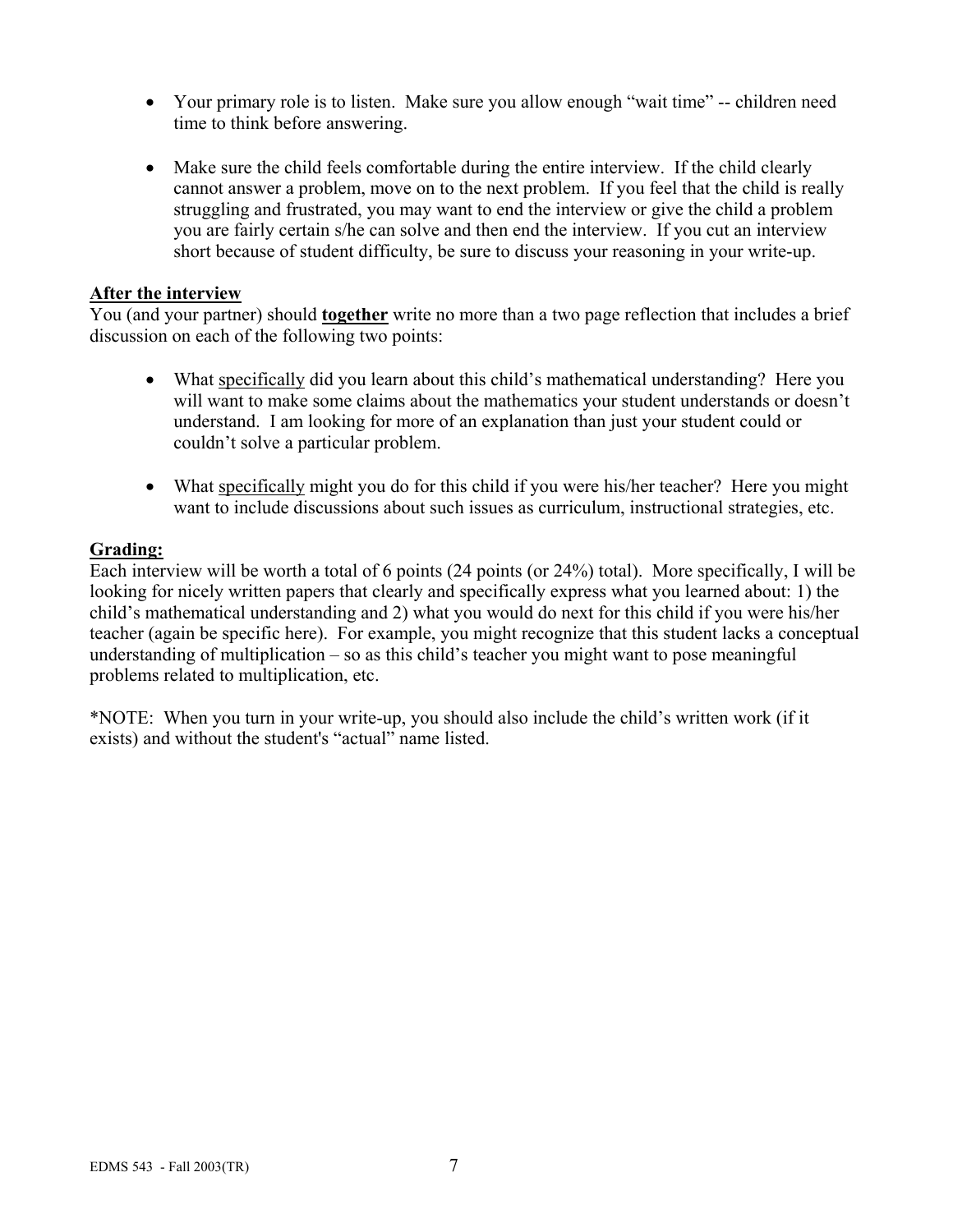- Your primary role is to listen. Make sure you allow enough "wait time" -- children need time to think before answering.

- Make sure the child feels comfortable during the entire interview. If the child clearly cannot answer a problem, move on to the next problem. If you feel that the child is really struggling and frustrated, you may want to end the interview or give the child a problem you are fairly certain s/he can solve and then end the interview. If you cut an interview short because of student difficulty, be sure to discuss your reasoning in your write-up.

**After the interview**

You (and your partner) should **together** write no more than a two page reflection that includes a brief discussion on each of the following two points:

- What specifically did you learn about this child's mathematical understanding? Here you will want to make some claims about the mathematics your student understands or doesn't understand. I am looking for more of an explanation than just your student could or couldn't solve a particular problem.

- What specifically might you do for this child if you were his/her teacher? Here you might want to include discussions about such issues as curriculum, instructional strategies, etc.

**Grading:**

Each interview will be worth a total of 6 points (24 points (or 24%) total). More specifically, I will be looking for nicely written papers that clearly and specifically express what you learned about: 1) the child's mathematical understanding and 2) what you would do next for this child if you were his/her teacher (again be specific here). For example, you might recognize that this student lacks a conceptual understanding of multiplication – so as this child's teacher you might want to pose meaningful problems related to multiplication, etc.

*NOTE: When you turn in your write-up, you should also include the child's written work (if it exists) and without the student's "actual" name listed.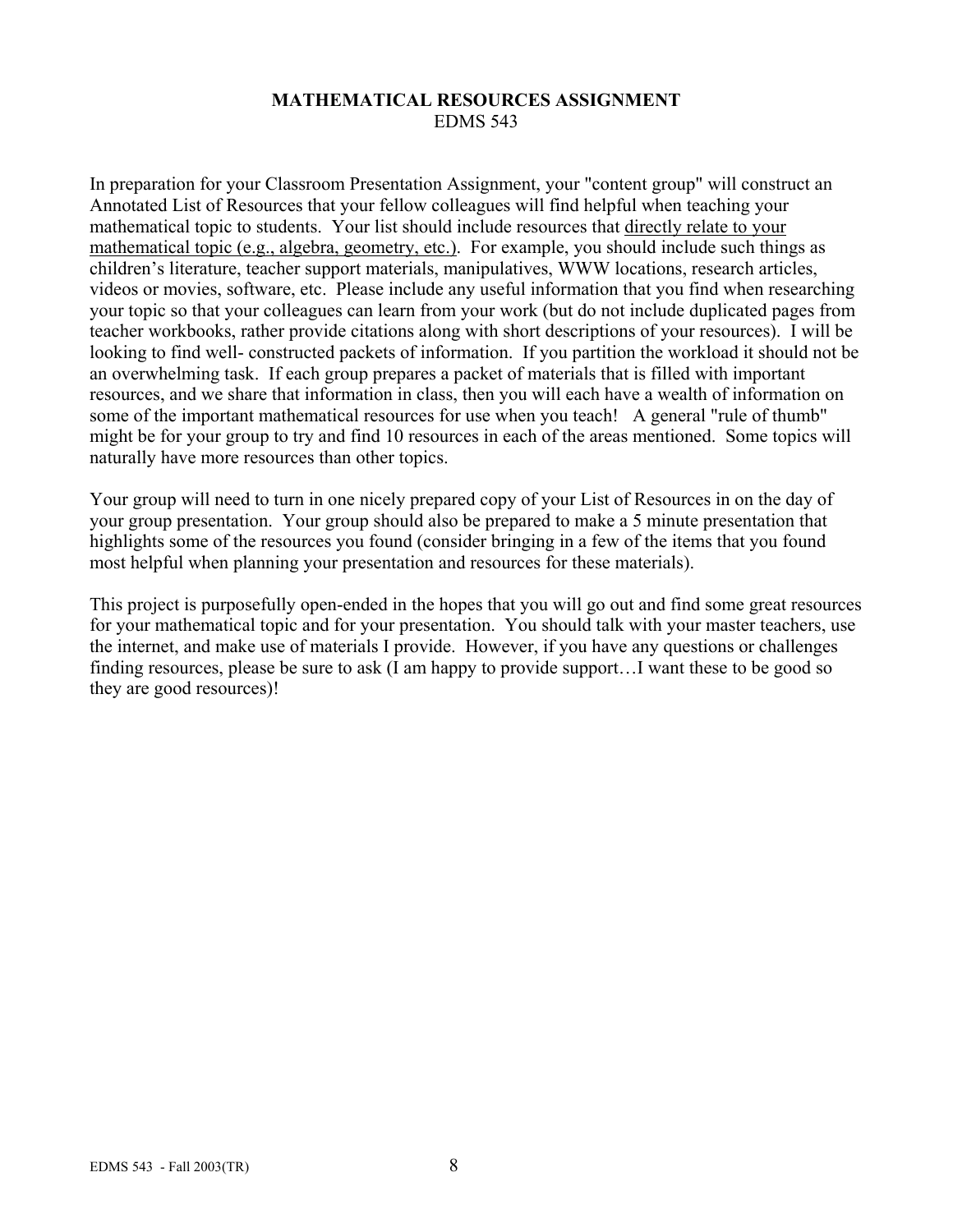## MATHEMATICAL RESOURCES ASSIGNMENT

EDMS 543

In preparation for your Classroom Presentation Assignment, your "content group" will construct an Annotated List of Resources that your fellow colleagues will find helpful when teaching your mathematical topic to students. Your list should include resources that <u>directly relate to your mathematical topic (e.g., algebra, geometry, etc.)</u>. For example, you should include such things as children's literature, teacher support materials, manipulatives, WWW locations, research articles, videos or movies, software, etc. Please include any useful information that you find when researching your topic so that your colleagues can learn from your work (but do not include duplicated pages from teacher workbooks, rather provide citations along with short descriptions of your resources). I will be looking to find well- constructed packets of information. If you partition the workload it should not be an overwhelming task. If each group prepares a packet of materials that is filled with important resources, and we share that information in class, then you will each have a wealth of information on some of the important mathematical resources for use when you teach! A general "rule of thumb" might be for your group to try and find 10 resources in each of the areas mentioned. Some topics will naturally have more resources than other topics.

Your group will need to turn in one nicely prepared copy of your List of Resources in on the day of your group presentation. Your group should also be prepared to make a 5 minute presentation that highlights some of the resources you found (consider bringing in a few of the items that you found most helpful when planning your presentation and resources for these materials).

This project is purposefully open-ended in the hopes that you will go out and find some great resources for your mathematical topic and for your presentation. You should talk with your master teachers, use the internet, and make use of materials I provide. However, if you have any questions or challenges finding resources, please be sure to ask (I am happy to provide support…I want these to be good so they are good resources)!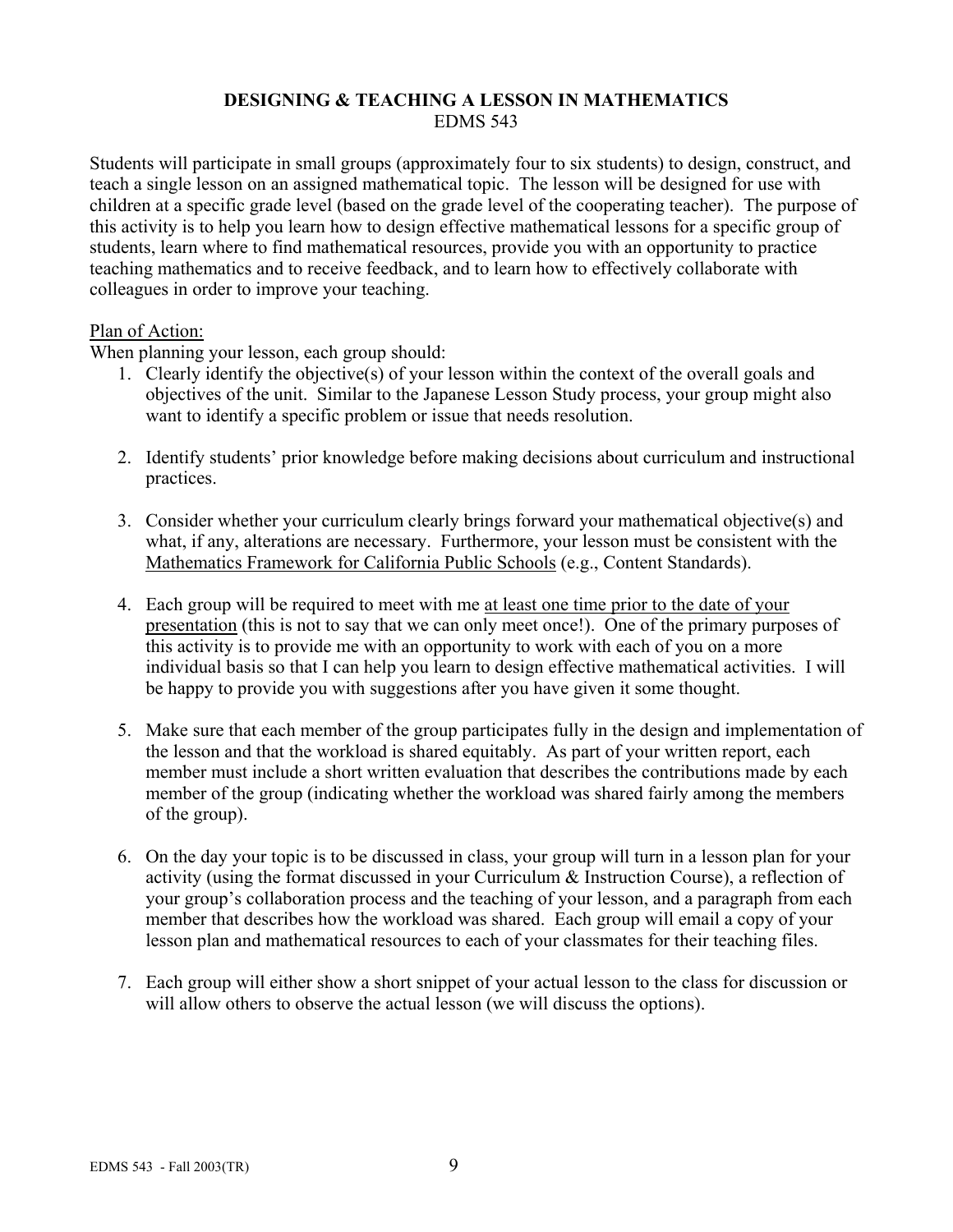## DESIGNING & TEACHING A LESSON IN MATHEMATICS

EDMS 543

Students will participate in small groups (approximately four to six students) to design, construct, and teach a single lesson on an assigned mathematical topic. The lesson will be designed for use with children at a specific grade level (based on the grade level of the cooperating teacher). The purpose of this activity is to help you learn how to design effective mathematical lessons for a specific group of students, learn where to find mathematical resources, provide you with an opportunity to practice teaching mathematics and to receive feedback, and to learn how to effectively collaborate with colleagues in order to improve your teaching.

Plan of Action:

When planning your lesson, each group should:

1. Clearly identify the objective(s) of your lesson within the context of the overall goals and objectives of the unit. Similar to the Japanese Lesson Study process, your group might also want to identify a specific problem or issue that needs resolution.

2. Identify students' prior knowledge before making decisions about curriculum and instructional practices.

3. Consider whether your curriculum clearly brings forward your mathematical objective(s) and what, if any, alterations are necessary. Furthermore, your lesson must be consistent with the Mathematics Framework for California Public Schools (e.g., Content Standards).

4. Each group will be required to meet with me at least one time prior to the date of your presentation (this is not to say that we can only meet once!). One of the primary purposes of this activity is to provide me with an opportunity to work with each of you on a more individual basis so that I can help you learn to design effective mathematical activities. I will be happy to provide you with suggestions after you have given it some thought.

5. Make sure that each member of the group participates fully in the design and implementation of the lesson and that the workload is shared equitably. As part of your written report, each member must include a short written evaluation that describes the contributions made by each member of the group (indicating whether the workload was shared fairly among the members of the group).

6. On the day your topic is to be discussed in class, your group will turn in a lesson plan for your activity (using the format discussed in your Curriculum & Instruction Course), a reflection of your group's collaboration process and the teaching of your lesson, and a paragraph from each member that describes how the workload was shared. Each group will email a copy of your lesson plan and mathematical resources to each of your classmates for their teaching files.

7. Each group will either show a short snippet of your actual lesson to the class for discussion or will allow others to observe the actual lesson (we will discuss the options).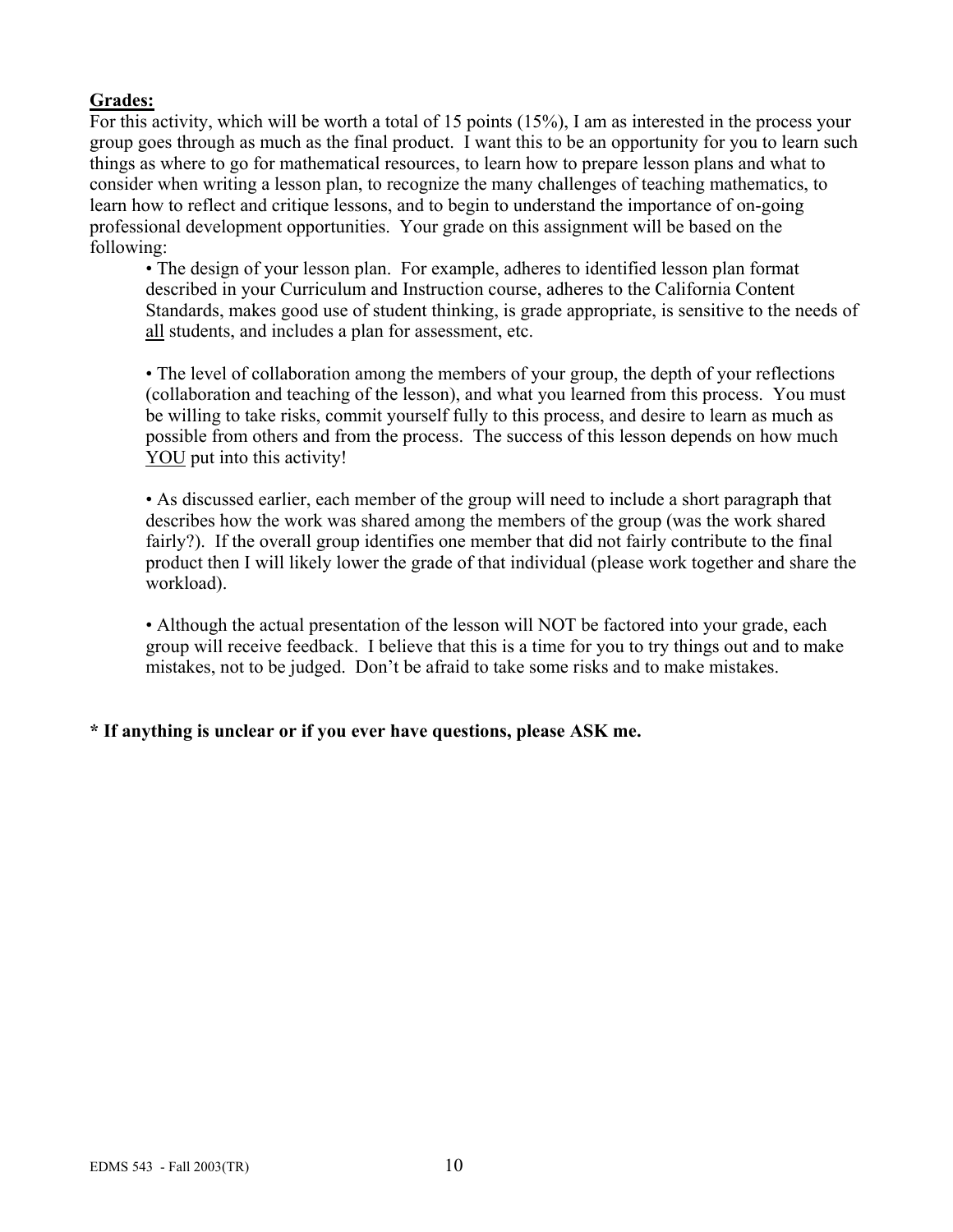**Grades:**

For this activity, which will be worth a total of 15 points (15%), I am as interested in the process your group goes through as much as the final product. I want this to be an opportunity for you to learn such things as where to go for mathematical resources, to learn how to prepare lesson plans and what to consider when writing a lesson plan, to recognize the many challenges of teaching mathematics, to learn how to reflect and critique lessons, and to begin to understand the importance of on-going professional development opportunities. Your grade on this assignment will be based on the following:

- The design of your lesson plan. For example, adheres to identified lesson plan format described in your Curriculum and Instruction course, adheres to the California Content Standards, makes good use of student thinking, is grade appropriate, is sensitive to the needs of <u>all</u> students, and includes a plan for assessment, etc.

- The level of collaboration among the members of your group, the depth of your reflections (collaboration and teaching of the lesson), and what you learned from this process. You must be willing to take risks, commit yourself fully to this process, and desire to learn as much as possible from others and from the process. The success of this lesson depends on how much <u>YOU</u> put into this activity!

- As discussed earlier, each member of the group will need to include a short paragraph that describes how the work was shared among the members of the group (was the work shared fairly?). If the overall group identifies one member that did not fairly contribute to the final product then I will likely lower the grade of that individual (please work together and share the workload).

- Although the actual presentation of the lesson will NOT be factored into your grade, each group will receive feedback. I believe that this is a time for you to try things out and to make mistakes, not to be judged. Don't be afraid to take some risks and to make mistakes.

**\* If anything is unclear or if you ever have questions, please ASK me.**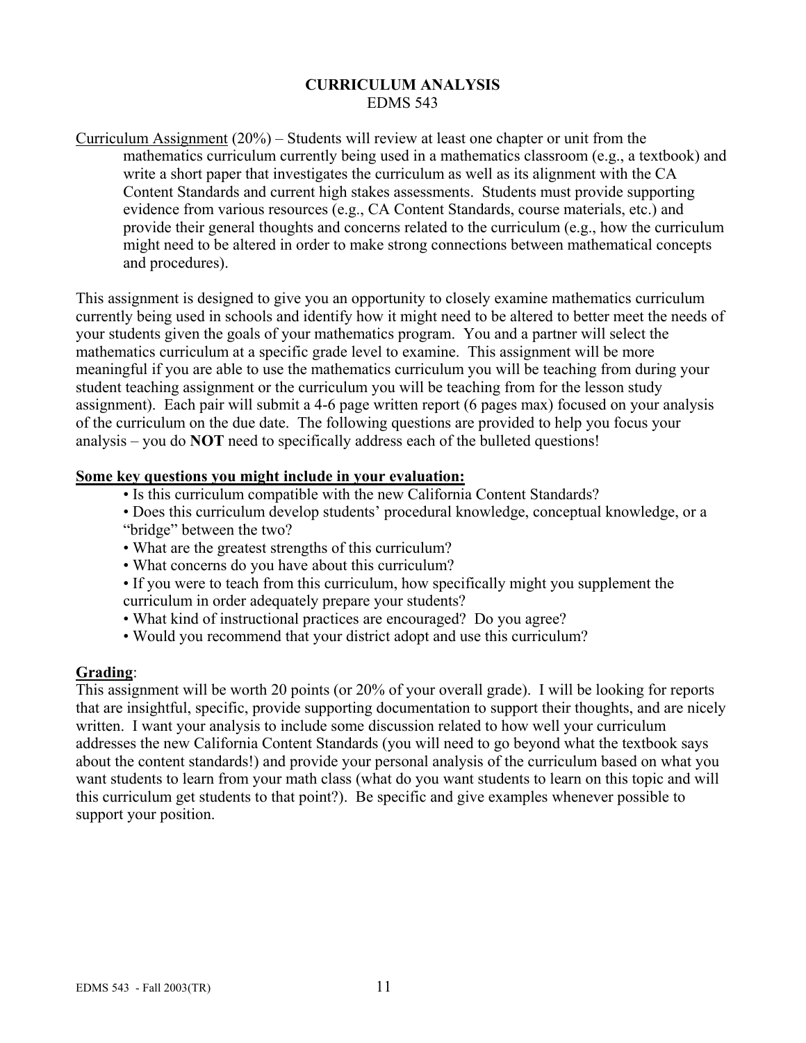# CURRICULUM ANALYSIS

EDMS 543

<u>Curriculum Assignment</u> (20%) – Students will review at least one chapter or unit from the mathematics curriculum currently being used in a mathematics classroom (e.g., a textbook) and write a short paper that investigates the curriculum as well as its alignment with the CA Content Standards and current high stakes assessments. Students must provide supporting evidence from various resources (e.g., CA Content Standards, course materials, etc.) and provide their general thoughts and concerns related to the curriculum (e.g., how the curriculum might need to be altered in order to make strong connections between mathematical concepts and procedures).

This assignment is designed to give you an opportunity to closely examine mathematics curriculum currently being used in schools and identify how it might need to be altered to better meet the needs of your students given the goals of your mathematics program. You and a partner will select the mathematics curriculum at a specific grade level to examine. This assignment will be more meaningful if you are able to use the mathematics curriculum you will be teaching from during your student teaching assignment or the curriculum you will be teaching from for the lesson study assignment). Each pair will submit a 4-6 page written report (6 pages max) focused on your analysis of the curriculum on the due date. The following questions are provided to help you focus your analysis – you do **NOT** need to specifically address each of the bulleted questions!

**<u>Some key questions you might include in your evaluation:</u>**

- Is this curriculum compatible with the new California Content Standards?
- Does this curriculum develop students' procedural knowledge, conceptual knowledge, or a "bridge" between the two?
- What are the greatest strengths of this curriculum?
- What concerns do you have about this curriculum?
- If you were to teach from this curriculum, how specifically might you supplement the curriculum in order adequately prepare your students?
- What kind of instructional practices are encouraged? Do you agree?
- Would you recommend that your district adopt and use this curriculum?

**<u>Grading</u>**:

This assignment will be worth 20 points (or 20% of your overall grade). I will be looking for reports that are insightful, specific, provide supporting documentation to support their thoughts, and are nicely written. I want your analysis to include some discussion related to how well your curriculum addresses the new California Content Standards (you will need to go beyond what the textbook says about the content standards!) and provide your personal analysis of the curriculum based on what you want students to learn from your math class (what do you want students to learn on this topic and will this curriculum get students to that point?). Be specific and give examples whenever possible to support your position.